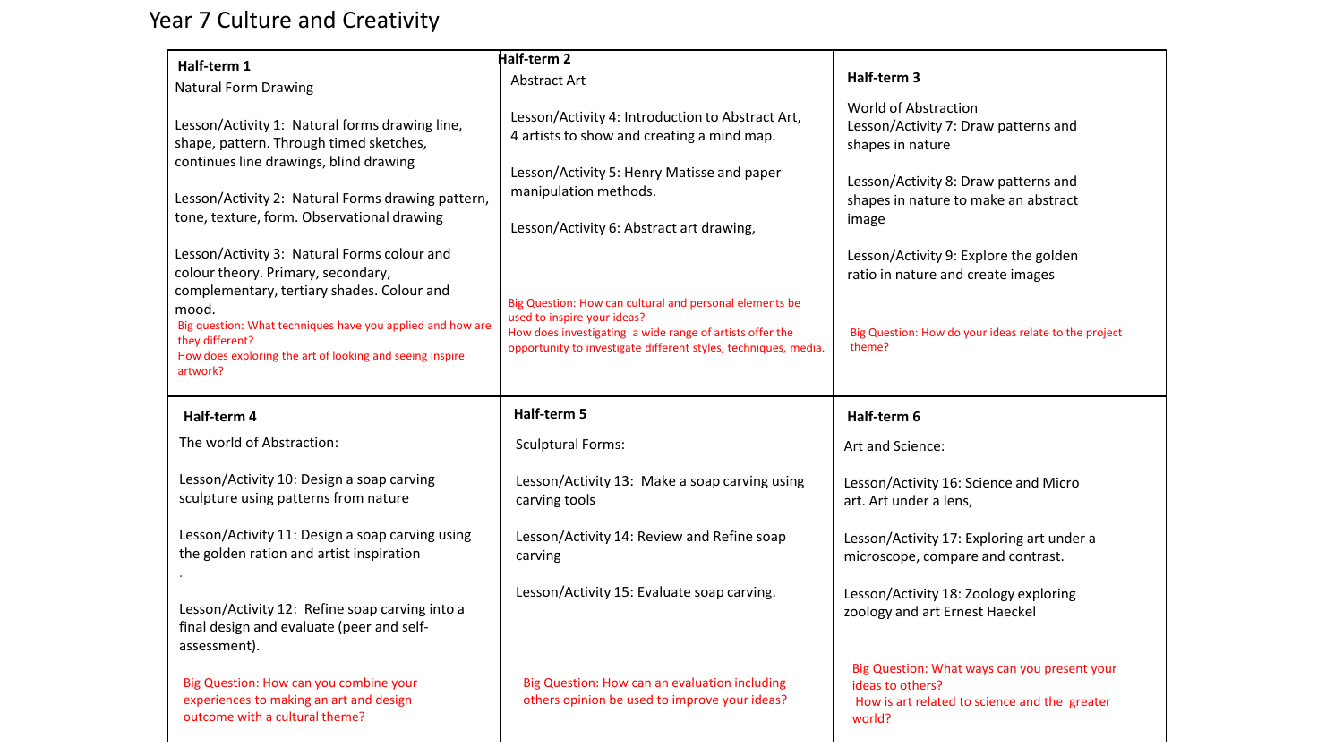# Year 7 Culture and Creativity

| | | |
|---|---|---|
| **Half-term 1**<br>Natural Form Drawing<br><br>Lesson/Activity 1: Natural forms drawing line, shape, pattern. Through timed sketches, continues line drawings, blind drawing<br><br>Lesson/Activity 2: Natural Forms drawing pattern, tone, texture, form. Observational drawing<br><br>Lesson/Activity 3: Natural Forms colour and colour theory. Primary, secondary, complementary, tertiary shades. Colour and mood.<br>Big question: What techniques have you applied and how are they different?<br>How does exploring the art of looking and seeing inspire artwork? | **Half-term 2**<br>Abstract Art<br><br>Lesson/Activity 4: Introduction to Abstract Art, 4 artists to show and creating a mind map.<br><br>Lesson/Activity 5: Henry Matisse and paper manipulation methods.<br><br>Lesson/Activity 6: Abstract art drawing,<br><br>Big Question: How can cultural and personal elements be used to inspire your ideas?<br>How does investigating a wide range of artists offer the opportunity to investigate different styles, techniques, media. | **Half-term 3**<br><br>World of Abstraction<br>Lesson/Activity 7: Draw patterns and shapes in nature<br><br>Lesson/Activity 8: Draw patterns and shapes in nature to make an abstract image<br><br>Lesson/Activity 9: Explore the golden ratio in nature and create images<br><br>Big Question: How do your ideas relate to the project theme? |
| **Half-term 4**<br>The world of Abstraction:<br><br>Lesson/Activity 10: Design a soap carving sculpture using patterns from nature<br><br>Lesson/Activity 11: Design a soap carving using the golden ration and artist inspiration<br>.<br><br>Lesson/Activity 12: Refine soap carving into a final design and evaluate (peer and self-assessment).<br><br>Big Question: How can you combine your experiences to making an art and design outcome with a cultural theme? | **Half-term 5**<br>Sculptural Forms:<br><br>Lesson/Activity 13: Make a soap carving using carving tools<br><br>Lesson/Activity 14: Review and Refine soap carving<br><br>Lesson/Activity 15: Evaluate soap carving.<br><br>Big Question: How can an evaluation including others opinion be used to improve your ideas? | **Half-term 6**<br>Art and Science:<br><br>Lesson/Activity 16: Science and Micro art. Art under a lens,<br><br>Lesson/Activity 17: Exploring art under a microscope, compare and contrast.<br><br>Lesson/Activity 18: Zoology exploring zoology and art Ernest Haeckel<br><br>Big Question: What ways can you present your ideas to others?<br>How is art related to science and the greater world? |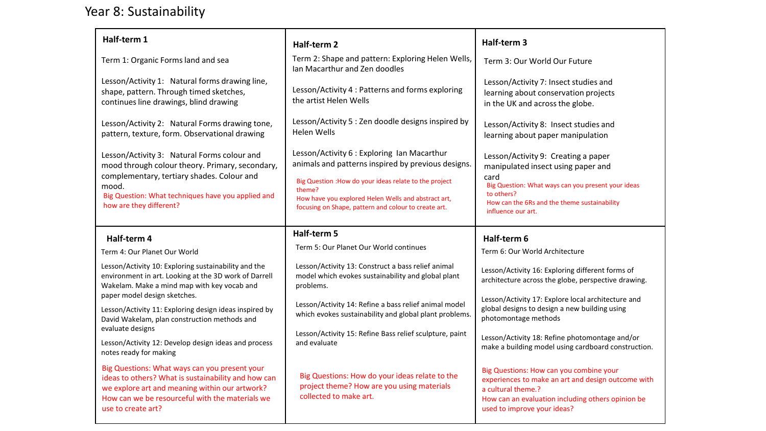# Year 8: Sustainability

| Half-term 1 | Half-term 2 | Half-term 3 |
| --- | --- | --- |
| Term 1: Organic Forms land and sea<br><br>Lesson/Activity 1: Natural forms drawing line, shape, pattern. Through timed sketches, continues line drawings, blind drawing<br><br>Lesson/Activity 2: Natural Forms drawing tone, pattern, texture, form. Observational drawing<br><br>Lesson/Activity 3: Natural Forms colour and mood through colour theory. Primary, secondary, complementary, tertiary shades. Colour and mood.<br><br>Big Question: What techniques have you applied and how are they different? | Term 2: Shape and pattern: Exploring Helen Wells, Ian Macarthur and Zen doodles<br><br>Lesson/Activity 4 : Patterns and forms exploring the artist Helen Wells<br><br>Lesson/Activity 5 : Zen doodle designs inspired by Helen Wells<br><br>Lesson/Activity 6 : Exploring Ian Macarthur animals and patterns inspired by previous designs.<br><br>Big Question :How do your ideas relate to the project theme?<br>How have you explored Helen Wells and abstract art, focusing on Shape, pattern and colour to create art. | Term 3: Our World Our Future<br><br>Lesson/Activity 7: Insect studies and learning about conservation projects in the UK and across the globe.<br><br>Lesson/Activity 8: Insect studies and learning about paper manipulation<br><br>Lesson/Activity 9: Creating a paper manipulated insect using paper and card<br><br>Big Question: What ways can you present your ideas to others?<br>How can the 6Rs and the theme sustainability influence our art. |
| **Half-term 4** | **Half-term 5** | **Half-term 6** |
| Term 4: Our Planet Our World<br><br>Lesson/Activity 10: Exploring sustainability and the environment in art. Looking at the 3D work of Darrell Wakelam. Make a mind map with key vocab and paper model design sketches.<br><br>Lesson/Activity 11: Exploring design ideas inspired by David Wakelam, plan construction methods and evaluate designs<br><br>Lesson/Activity 12: Develop design ideas and process notes ready for making<br><br>Big Questions: What ways can you present your ideas to others? What is sustainability and how can we explore art and meaning within our artwork? How can we be resourceful with the materials we use to create art? | Term 5: Our Planet Our World continues<br><br>Lesson/Activity 13: Construct a bass relief animal model which evokes sustainability and global plant problems.<br><br>Lesson/Activity 14: Refine a bass relief animal model which evokes sustainability and global plant problems.<br><br>Lesson/Activity 15: Refine Bass relief sculpture, paint and evaluate<br><br>Big Questions: How do your ideas relate to the project theme? How are you using materials collected to make art. | Term 6: Our World Architecture<br><br>Lesson/Activity 16: Exploring different forms of architecture across the globe, perspective drawing.<br><br>Lesson/Activity 17: Explore local architecture and global designs to design a new building using photomontage methods<br><br>Lesson/Activity 18: Refine photomontage and/or make a building model using cardboard construction.<br><br>Big Questions: How can you combine your experiences to make an art and design outcome with a cultural theme.?<br>How can an evaluation including others opinion be used to improve your ideas? |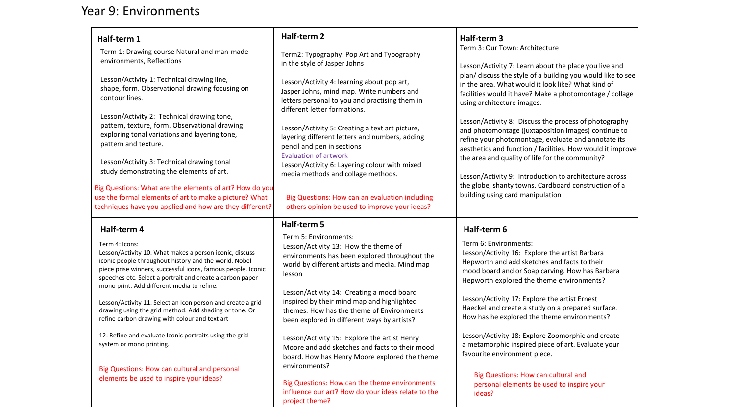# Year 9: Environments

## Half-term 1

Term 1: Drawing course Natural and man-made environments, Reflections

Lesson/Activity 1: Technical drawing line, shape, form. Observational drawing focusing on contour lines.

Lesson/Activity 2: Technical drawing tone, pattern, texture, form. Observational drawing exploring tonal variations and layering tone, pattern and texture.

Lesson/Activity 3: Technical drawing tonal study demonstrating the elements of art.

Big Questions: What are the elements of art? How do you use the formal elements of art to make a picture? What techniques have you applied and how are they different?

## Half-term 2

Term2: Typography: Pop Art and Typography in the style of Jasper Johns

Lesson/Activity 4: learning about pop art, Jasper Johns, mind map. Write numbers and letters personal to you and practising them in different letter formations.

Lesson/Activity 5: Creating a text art picture, layering different letters and numbers, adding pencil and pen in sections

Evaluation of artwork

Lesson/Activity 6: Layering colour with mixed media methods and collage methods.

Big Questions: How can an evaluation including others opinion be used to improve your ideas?

## Half-term 3

Term 3: Our Town: Architecture

Lesson/Activity 7: Learn about the place you live and plan/ discuss the style of a building you would like to see in the area. What would it look like? What kind of facilities would it have? Make a photomontage / collage using architecture images.

Lesson/Activity 8: Discuss the process of photography and photomontage (juxtaposition images) continue to refine your photomontage, evaluate and annotate its aesthetics and function / facilities. How would it improve the area and quality of life for the community?

Lesson/Activity 9: Introduction to architecture across the globe, shanty towns. Cardboard construction of a building using card manipulation

## Half-term 4

Term 4: Icons:

Lesson/Activity 10: What makes a person iconic, discuss iconic people throughout history and the world. Nobel piece prise winners, successful icons, famous people. Iconic speeches etc. Select a portrait and create a carbon paper mono print. Add different media to refine.

Lesson/Activity 11: Select an Icon person and create a grid drawing using the grid method. Add shading or tone. Or refine carbon drawing with colour and text art

12: Refine and evaluate Iconic portraits using the grid system or mono printing.

Big Questions: How can cultural and personal elements be used to inspire your ideas?

## Half-term 5

Term 5: Environments:

Lesson/Activity 13: How the theme of environments has been explored throughout the world by different artists and media. Mind map lesson

Lesson/Activity 14: Creating a mood board inspired by their mind map and highlighted themes. How has the theme of Environments been explored in different ways by artists?

Lesson/Activity 15: Explore the artist Henry Moore and add sketches and facts to their mood board. How has Henry Moore explored the theme environments?

Big Questions: How can the theme environments influence our art? How do your ideas relate to the project theme?

## Half-term 6

Term 6: Environments:

Lesson/Activity 16: Explore the artist Barbara Hepworth and add sketches and facts to their mood board and or Soap carving. How has Barbara Hepworth explored the theme environments?

Lesson/Activity 17: Explore the artist Ernest Haeckel and create a study on a prepared surface. How has he explored the theme environments?

Lesson/Activity 18: Explore Zoomorphic and create a metamorphic inspired piece of art. Evaluate your favourite environment piece.

Big Questions: How can cultural and personal elements be used to inspire your ideas?